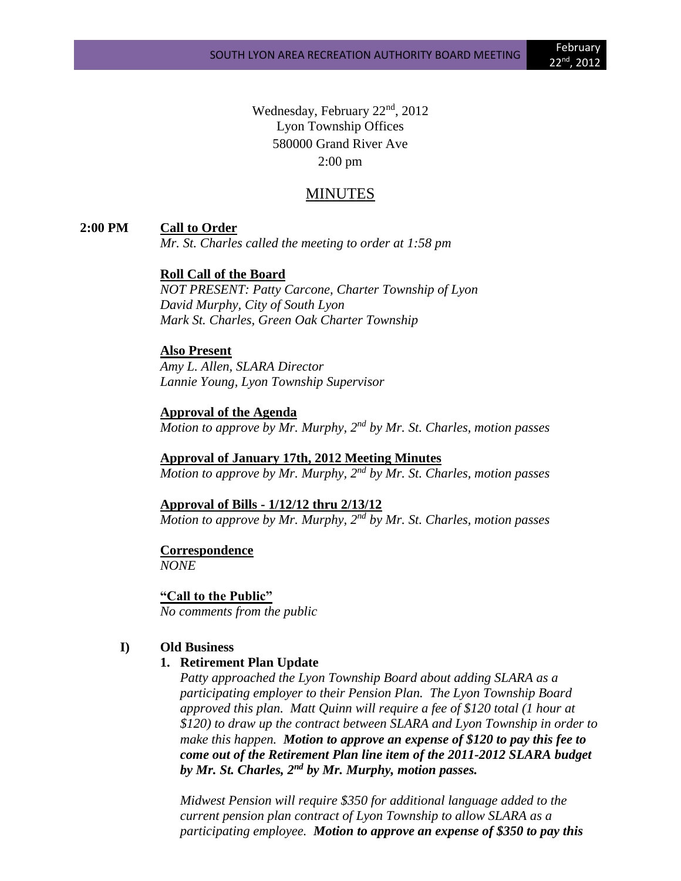Wednesday, February 22nd, 2012
Lyon Township Offices
580000 Grand River Ave
2:00 pm

# MINUTES

**2:00 PM** **Call to Order**

*Mr. St. Charles called the meeting to order at 1:58 pm*

**Roll Call of the Board**

*NOT PRESENT: Patty Carcone, Charter Township of Lyon*
*David Murphy, City of South Lyon*
*Mark St. Charles, Green Oak Charter Township*

**Also Present**

*Amy L. Allen, SLARA Director*
*Lannie Young, Lyon Township Supervisor*

**Approval of the Agenda**

*Motion to approve by Mr. Murphy, 2nd by Mr. St. Charles, motion passes*

**Approval of January 17th, 2012 Meeting Minutes**

*Motion to approve by Mr. Murphy, 2nd by Mr. St. Charles, motion passes*

**Approval of Bills - 1/12/12 thru 2/13/12**

*Motion to approve by Mr. Murphy, 2nd by Mr. St. Charles, motion passes*

**Correspondence**

*NONE*

**"Call to the Public"**

*No comments from the public*

## I) Old Business

### 1. Retirement Plan Update

*Patty approached the Lyon Township Board about adding SLARA as a participating employer to their Pension Plan. The Lyon Township Board approved this plan. Matt Quinn will require a fee of $120 total (1 hour at $120) to draw up the contract between SLARA and Lyon Township in order to make this happen.* ***Motion to approve an expense of $120 to pay this fee to come out of the Retirement Plan line item of the 2011-2012 SLARA budget by Mr. St. Charles, 2nd by Mr. Murphy, motion passes.***

*Midwest Pension will require $350 for additional language added to the current pension plan contract of Lyon Township to allow SLARA as a participating employee.* ***Motion to approve an expense of $350 to pay this***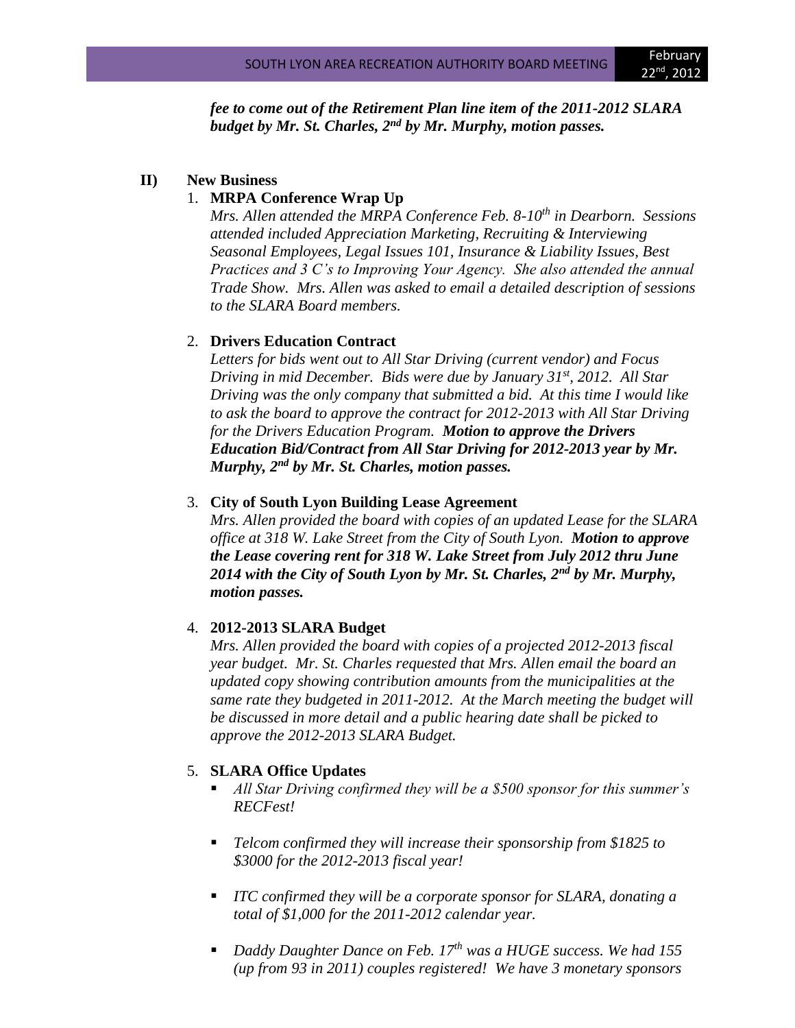***fee to come out of the Retirement Plan line item of the 2011-2012 SLARA budget by Mr. St. Charles, 2nd by Mr. Murphy, motion passes.***

**II) New Business**

1. **MRPA Conference Wrap Up**

   *Mrs. Allen attended the MRPA Conference Feb. 8-10th in Dearborn. Sessions attended included Appreciation Marketing, Recruiting & Interviewing Seasonal Employees, Legal Issues 101, Insurance & Liability Issues, Best Practices and 3 C's to Improving Your Agency. She also attended the annual Trade Show. Mrs. Allen was asked to email a detailed description of sessions to the SLARA Board members.*

2. **Drivers Education Contract**

   *Letters for bids went out to All Star Driving (current vendor) and Focus Driving in mid December. Bids were due by January 31st, 2012. All Star Driving was the only company that submitted a bid. At this time I would like to ask the board to approve the contract for 2012-2013 with All Star Driving for the Drivers Education Program.* ***Motion to approve the Drivers Education Bid/Contract from All Star Driving for 2012-2013 year by Mr. Murphy, 2nd by Mr. St. Charles, motion passes.***

3. **City of South Lyon Building Lease Agreement**

   *Mrs. Allen provided the board with copies of an updated Lease for the SLARA office at 318 W. Lake Street from the City of South Lyon.* ***Motion to approve the Lease covering rent for 318 W. Lake Street from July 2012 thru June 2014 with the City of South Lyon by Mr. St. Charles, 2nd by Mr. Murphy, motion passes.***

4. **2012-2013 SLARA Budget**

   *Mrs. Allen provided the board with copies of a projected 2012-2013 fiscal year budget. Mr. St. Charles requested that Mrs. Allen email the board an updated copy showing contribution amounts from the municipalities at the same rate they budgeted in 2011-2012. At the March meeting the budget will be discussed in more detail and a public hearing date shall be picked to approve the 2012-2013 SLARA Budget.*

5. **SLARA Office Updates**

   - *All Star Driving confirmed they will be a $500 sponsor for this summer's RECFest!*
   - *Telcom confirmed they will increase their sponsorship from $1825 to $3000 for the 2012-2013 fiscal year!*
   - *ITC confirmed they will be a corporate sponsor for SLARA, donating a total of $1,000 for the 2011-2012 calendar year.*
   - *Daddy Daughter Dance on Feb. 17th was a HUGE success. We had 155 (up from 93 in 2011) couples registered! We have 3 monetary sponsors*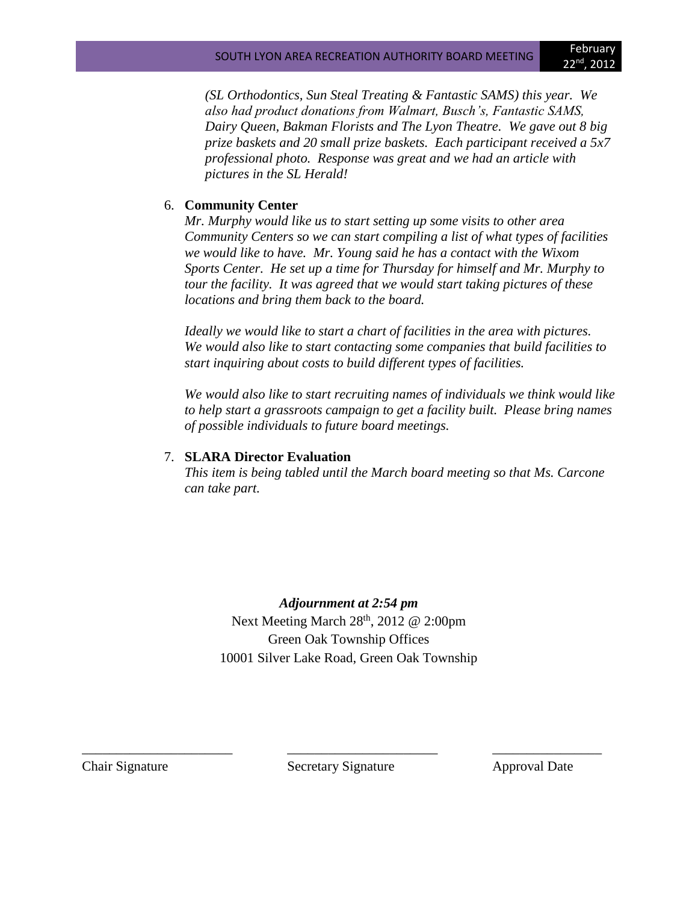*(SL Orthodontics, Sun Steal Treating & Fantastic SAMS) this year. We also had product donations from Walmart, Busch's, Fantastic SAMS, Dairy Queen, Bakman Florists and The Lyon Theatre. We gave out 8 big prize baskets and 20 small prize baskets. Each participant received a 5x7 professional photo. Response was great and we had an article with pictures in the SL Herald!*

6. **Community Center**

   *Mr. Murphy would like us to start setting up some visits to other area Community Centers so we can start compiling a list of what types of facilities we would like to have. Mr. Young said he has a contact with the Wixom Sports Center. He set up a time for Thursday for himself and Mr. Murphy to tour the facility. It was agreed that we would start taking pictures of these locations and bring them back to the board.*

   *Ideally we would like to start a chart of facilities in the area with pictures. We would also like to start contacting some companies that build facilities to start inquiring about costs to build different types of facilities.*

   *We would also like to start recruiting names of individuals we think would like to help start a grassroots campaign to get a facility built. Please bring names of possible individuals to future board meetings.*

7. **SLARA Director Evaluation**

   *This item is being tabled until the March board meeting so that Ms. Carcone can take part.*

***Adjournment at 2:54 pm***

Next Meeting March 28th, 2012 @ 2:00pm

Green Oak Township Offices

10001 Silver Lake Road, Green Oak Township

______________________ ______________________ ________________

Chair Signature Secretary Signature Approval Date